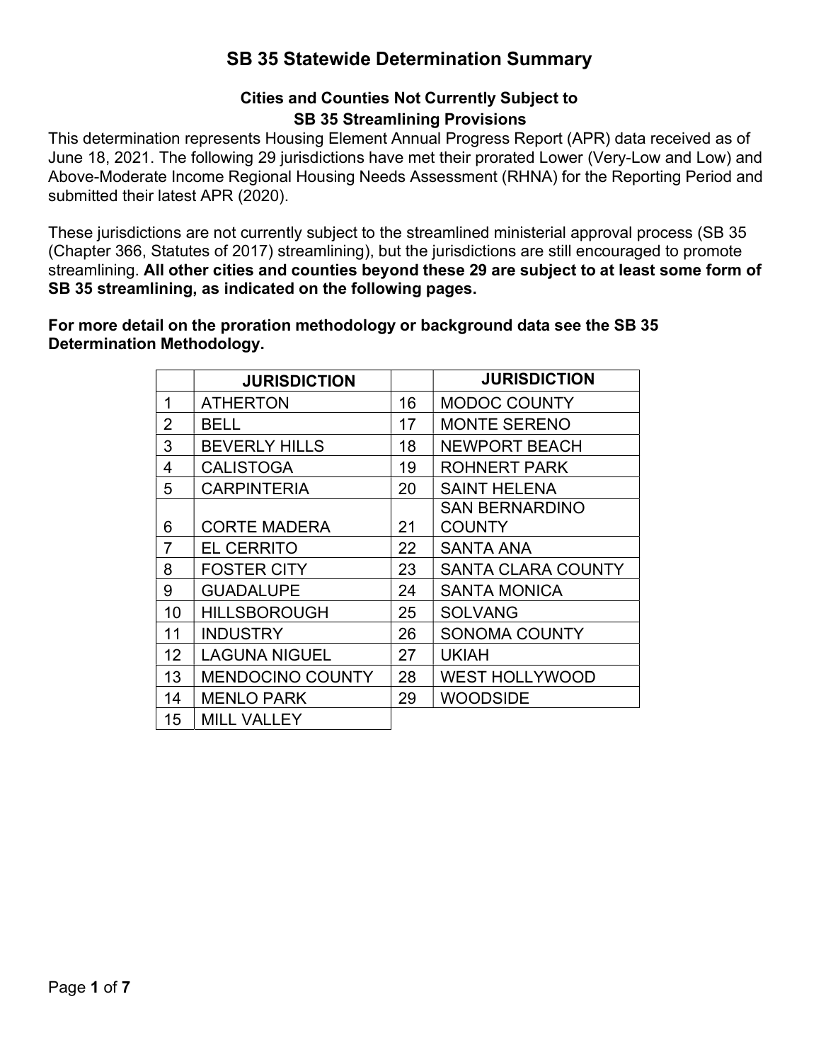# SB 35 Statewide Determination Summary

### Cities and Counties Not Currently Subject to SB 35 Streamlining Provisions

This determination represents Housing Element Annual Progress Report (APR) data received as of June 18, 2021. The following 29 jurisdictions have met their prorated Lower (Very-Low and Low) and Above-Moderate Income Regional Housing Needs Assessment (RHNA) for the Reporting Period and submitted their latest APR (2020).

These jurisdictions are not currently subject to the streamlined ministerial approval process (SB 35 (Chapter 366, Statutes of 2017) streamlining), but the jurisdictions are still encouraged to promote streamlining. **All other cities and counties beyond these 29 are subject to at least some form of SB 35 streamlining, as indicated on the following pages.**

**For more detail on the proration methodology or background data see the SB 35 Determination Methodology.**

| | JURISDICTION | | JURISDICTION |
|---|---|---|---|
| 1 | ATHERTON | 16 | MODOC COUNTY |
| 2 | BELL | 17 | MONTE SERENO |
| 3 | BEVERLY HILLS | 18 | NEWPORT BEACH |
| 4 | CALISTOGA | 19 | ROHNERT PARK |
| 5 | CARPINTERIA | 20 | SAINT HELENA |
| 6 | CORTE MADERA | 21 | SAN BERNARDINO COUNTY |
| 7 | EL CERRITO | 22 | SANTA ANA |
| 8 | FOSTER CITY | 23 | SANTA CLARA COUNTY |
| 9 | GUADALUPE | 24 | SANTA MONICA |
| 10 | HILLSBOROUGH | 25 | SOLVANG |
| 11 | INDUSTRY | 26 | SONOMA COUNTY |
| 12 | LAGUNA NIGUEL | 27 | UKIAH |
| 13 | MENDOCINO COUNTY | 28 | WEST HOLLYWOOD |
| 14 | MENLO PARK | 29 | WOODSIDE |
| 15 | MILL VALLEY | | |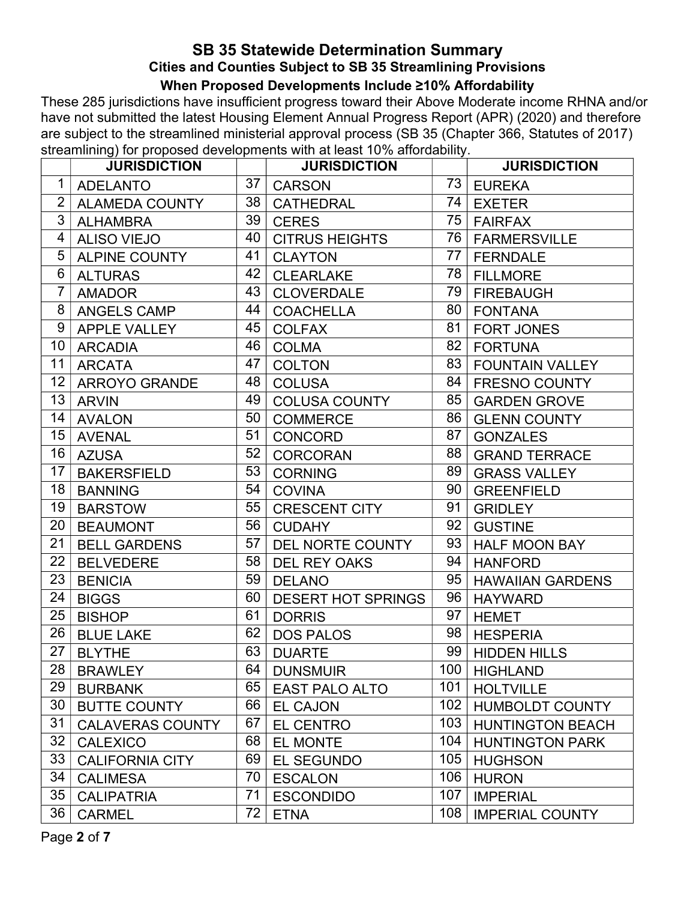## SB 35 Statewide Determination Summary

### Cities and Counties Subject to SB 35 Streamlining Provisions

### When Proposed Developments Include ≥10% Affordability

These 285 jurisdictions have insufficient progress toward their Above Moderate income RHNA and/or have not submitted the latest Housing Element Annual Progress Report (APR) (2020) and therefore are subject to the streamlined ministerial approval process (SB 35 (Chapter 366, Statutes of 2017) streamlining) for proposed developments with at least 10% affordability.

| | JURISDICTION | | JURISDICTION | | JURISDICTION |
|---|---|---|---|---|---|
| 1 | ADELANTO | 37 | CARSON | 73 | EUREKA |
| 2 | ALAMEDA COUNTY | 38 | CATHEDRAL | 74 | EXETER |
| 3 | ALHAMBRA | 39 | CERES | 75 | FAIRFAX |
| 4 | ALISO VIEJO | 40 | CITRUS HEIGHTS | 76 | FARMERSVILLE |
| 5 | ALPINE COUNTY | 41 | CLAYTON | 77 | FERNDALE |
| 6 | ALTURAS | 42 | CLEARLAKE | 78 | FILLMORE |
| 7 | AMADOR | 43 | CLOVERDALE | 79 | FIREBAUGH |
| 8 | ANGELS CAMP | 44 | COACHELLA | 80 | FONTANA |
| 9 | APPLE VALLEY | 45 | COLFAX | 81 | FORT JONES |
| 10 | ARCADIA | 46 | COLMA | 82 | FORTUNA |
| 11 | ARCATA | 47 | COLTON | 83 | FOUNTAIN VALLEY |
| 12 | ARROYO GRANDE | 48 | COLUSA | 84 | FRESNO COUNTY |
| 13 | ARVIN | 49 | COLUSA COUNTY | 85 | GARDEN GROVE |
| 14 | AVALON | 50 | COMMERCE | 86 | GLENN COUNTY |
| 15 | AVENAL | 51 | CONCORD | 87 | GONZALES |
| 16 | AZUSA | 52 | CORCORAN | 88 | GRAND TERRACE |
| 17 | BAKERSFIELD | 53 | CORNING | 89 | GRASS VALLEY |
| 18 | BANNING | 54 | COVINA | 90 | GREENFIELD |
| 19 | BARSTOW | 55 | CRESCENT CITY | 91 | GRIDLEY |
| 20 | BEAUMONT | 56 | CUDAHY | 92 | GUSTINE |
| 21 | BELL GARDENS | 57 | DEL NORTE COUNTY | 93 | HALF MOON BAY |
| 22 | BELVEDERE | 58 | DEL REY OAKS | 94 | HANFORD |
| 23 | BENICIA | 59 | DELANO | 95 | HAWAIIAN GARDENS |
| 24 | BIGGS | 60 | DESERT HOT SPRINGS | 96 | HAYWARD |
| 25 | BISHOP | 61 | DORRIS | 97 | HEMET |
| 26 | BLUE LAKE | 62 | DOS PALOS | 98 | HESPERIA |
| 27 | BLYTHE | 63 | DUARTE | 99 | HIDDEN HILLS |
| 28 | BRAWLEY | 64 | DUNSMUIR | 100 | HIGHLAND |
| 29 | BURBANK | 65 | EAST PALO ALTO | 101 | HOLTVILLE |
| 30 | BUTTE COUNTY | 66 | EL CAJON | 102 | HUMBOLDT COUNTY |
| 31 | CALAVERAS COUNTY | 67 | EL CENTRO | 103 | HUNTINGTON BEACH |
| 32 | CALEXICO | 68 | EL MONTE | 104 | HUNTINGTON PARK |
| 33 | CALIFORNIA CITY | 69 | EL SEGUNDO | 105 | HUGHSON |
| 34 | CALIMESA | 70 | ESCALON | 106 | HURON |
| 35 | CALIPATRIA | 71 | ESCONDIDO | 107 | IMPERIAL |
| 36 | CARMEL | 72 | ETNA | 108 | IMPERIAL COUNTY |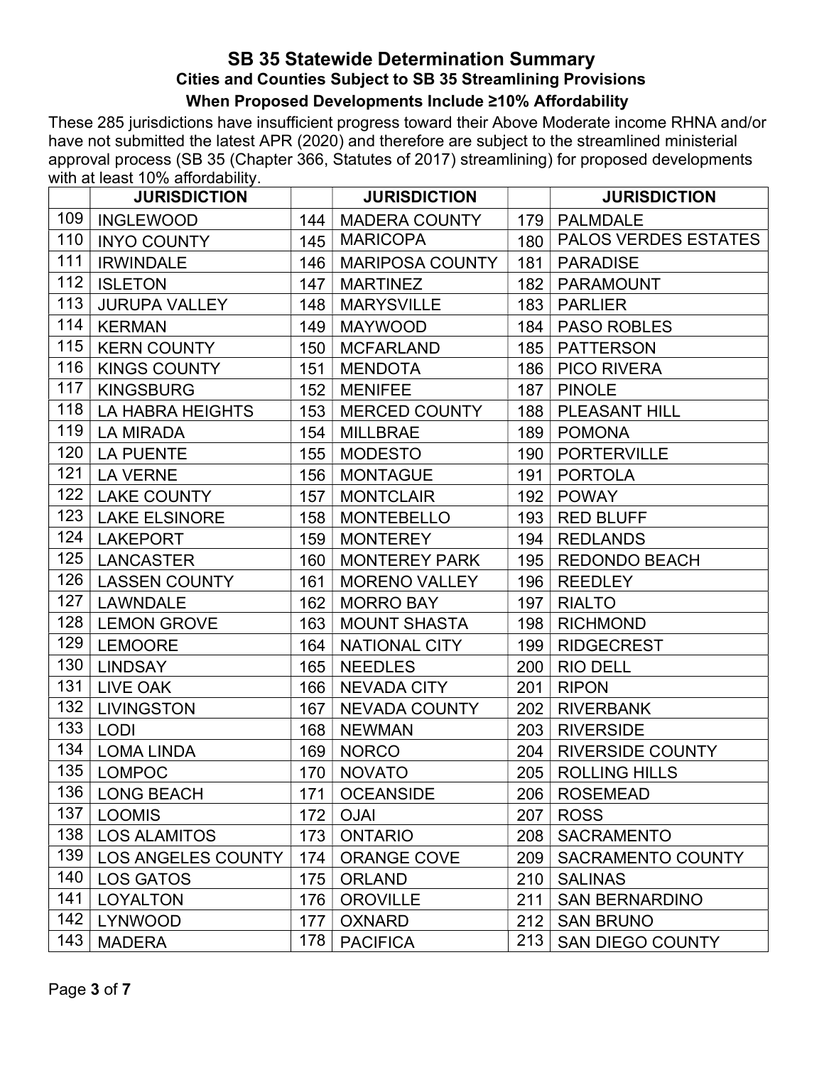## SB 35 Statewide Determination Summary

### Cities and Counties Subject to SB 35 Streamlining Provisions

### When Proposed Developments Include ≥10% Affordability

These 285 jurisdictions have insufficient progress toward their Above Moderate income RHNA and/or have not submitted the latest APR (2020) and therefore are subject to the streamlined ministerial approval process (SB 35 (Chapter 366, Statutes of 2017) streamlining) for proposed developments with at least 10% affordability.

| | JURISDICTION | | JURISDICTION | | JURISDICTION |
|---|---|---|---|---|---|
| 109 | INGLEWOOD | 144 | MADERA COUNTY | 179 | PALMDALE |
| 110 | INYO COUNTY | 145 | MARICOPA | 180 | PALOS VERDES ESTATES |
| 111 | IRWINDALE | 146 | MARIPOSA COUNTY | 181 | PARADISE |
| 112 | ISLETON | 147 | MARTINEZ | 182 | PARAMOUNT |
| 113 | JURUPA VALLEY | 148 | MARYSVILLE | 183 | PARLIER |
| 114 | KERMAN | 149 | MAYWOOD | 184 | PASO ROBLES |
| 115 | KERN COUNTY | 150 | MCFARLAND | 185 | PATTERSON |
| 116 | KINGS COUNTY | 151 | MENDOTA | 186 | PICO RIVERA |
| 117 | KINGSBURG | 152 | MENIFEE | 187 | PINOLE |
| 118 | LA HABRA HEIGHTS | 153 | MERCED COUNTY | 188 | PLEASANT HILL |
| 119 | LA MIRADA | 154 | MILLBRAE | 189 | POMONA |
| 120 | LA PUENTE | 155 | MODESTO | 190 | PORTERVILLE |
| 121 | LA VERNE | 156 | MONTAGUE | 191 | PORTOLA |
| 122 | LAKE COUNTY | 157 | MONTCLAIR | 192 | POWAY |
| 123 | LAKE ELSINORE | 158 | MONTEBELLO | 193 | RED BLUFF |
| 124 | LAKEPORT | 159 | MONTEREY | 194 | REDLANDS |
| 125 | LANCASTER | 160 | MONTEREY PARK | 195 | REDONDO BEACH |
| 126 | LASSEN COUNTY | 161 | MORENO VALLEY | 196 | REEDLEY |
| 127 | LAWNDALE | 162 | MORRO BAY | 197 | RIALTO |
| 128 | LEMON GROVE | 163 | MOUNT SHASTA | 198 | RICHMOND |
| 129 | LEMOORE | 164 | NATIONAL CITY | 199 | RIDGECREST |
| 130 | LINDSAY | 165 | NEEDLES | 200 | RIO DELL |
| 131 | LIVE OAK | 166 | NEVADA CITY | 201 | RIPON |
| 132 | LIVINGSTON | 167 | NEVADA COUNTY | 202 | RIVERBANK |
| 133 | LODI | 168 | NEWMAN | 203 | RIVERSIDE |
| 134 | LOMA LINDA | 169 | NORCO | 204 | RIVERSIDE COUNTY |
| 135 | LOMPOC | 170 | NOVATO | 205 | ROLLING HILLS |
| 136 | LONG BEACH | 171 | OCEANSIDE | 206 | ROSEMEAD |
| 137 | LOOMIS | 172 | OJAI | 207 | ROSS |
| 138 | LOS ALAMITOS | 173 | ONTARIO | 208 | SACRAMENTO |
| 139 | LOS ANGELES COUNTY | 174 | ORANGE COVE | 209 | SACRAMENTO COUNTY |
| 140 | LOS GATOS | 175 | ORLAND | 210 | SALINAS |
| 141 | LOYALTON | 176 | OROVILLE | 211 | SAN BERNARDINO |
| 142 | LYNWOOD | 177 | OXNARD | 212 | SAN BRUNO |
| 143 | MADERA | 178 | PACIFICA | 213 | SAN DIEGO COUNTY |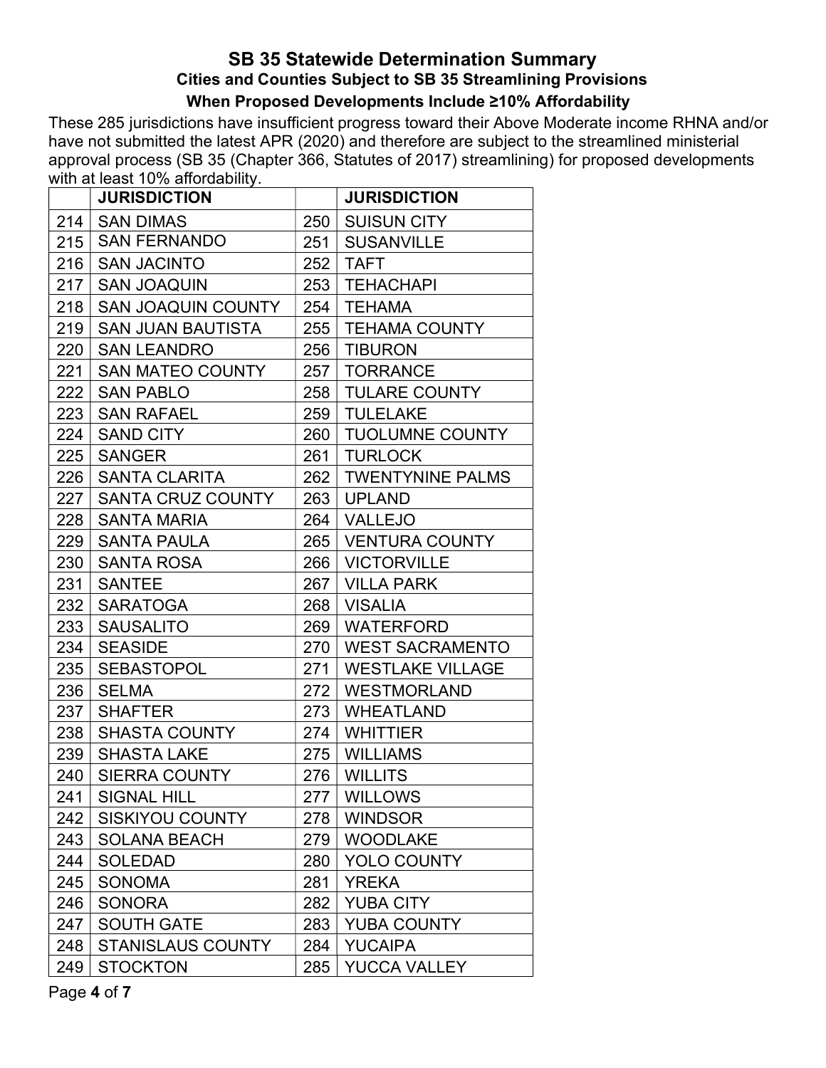# SB 35 Statewide Determination Summary

### Cities and Counties Subject to SB 35 Streamlining Provisions

### When Proposed Developments Include ≥10% Affordability

These 285 jurisdictions have insufficient progress toward their Above Moderate income RHNA and/or have not submitted the latest APR (2020) and therefore are subject to the streamlined ministerial approval process (SB 35 (Chapter 366, Statutes of 2017) streamlining) for proposed developments with at least 10% affordability.

| | JURISDICTION | | JURISDICTION |
|---|---|---|---|
| 214 | SAN DIMAS | 250 | SUISUN CITY |
| 215 | SAN FERNANDO | 251 | SUSANVILLE |
| 216 | SAN JACINTO | 252 | TAFT |
| 217 | SAN JOAQUIN | 253 | TEHACHAPI |
| 218 | SAN JOAQUIN COUNTY | 254 | TEHAMA |
| 219 | SAN JUAN BAUTISTA | 255 | TEHAMA COUNTY |
| 220 | SAN LEANDRO | 256 | TIBURON |
| 221 | SAN MATEO COUNTY | 257 | TORRANCE |
| 222 | SAN PABLO | 258 | TULARE COUNTY |
| 223 | SAN RAFAEL | 259 | TULELAKE |
| 224 | SAND CITY | 260 | TUOLUMNE COUNTY |
| 225 | SANGER | 261 | TURLOCK |
| 226 | SANTA CLARITA | 262 | TWENTYNINE PALMS |
| 227 | SANTA CRUZ COUNTY | 263 | UPLAND |
| 228 | SANTA MARIA | 264 | VALLEJO |
| 229 | SANTA PAULA | 265 | VENTURA COUNTY |
| 230 | SANTA ROSA | 266 | VICTORVILLE |
| 231 | SANTEE | 267 | VILLA PARK |
| 232 | SARATOGA | 268 | VISALIA |
| 233 | SAUSALITO | 269 | WATERFORD |
| 234 | SEASIDE | 270 | WEST SACRAMENTO |
| 235 | SEBASTOPOL | 271 | WESTLAKE VILLAGE |
| 236 | SELMA | 272 | WESTMORLAND |
| 237 | SHAFTER | 273 | WHEATLAND |
| 238 | SHASTA COUNTY | 274 | WHITTIER |
| 239 | SHASTA LAKE | 275 | WILLIAMS |
| 240 | SIERRA COUNTY | 276 | WILLITS |
| 241 | SIGNAL HILL | 277 | WILLOWS |
| 242 | SISKIYOU COUNTY | 278 | WINDSOR |
| 243 | SOLANA BEACH | 279 | WOODLAKE |
| 244 | SOLEDAD | 280 | YOLO COUNTY |
| 245 | SONOMA | 281 | YREKA |
| 246 | SONORA | 282 | YUBA CITY |
| 247 | SOUTH GATE | 283 | YUBA COUNTY |
| 248 | STANISLAUS COUNTY | 284 | YUCAIPA |
| 249 | STOCKTON | 285 | YUCCA VALLEY |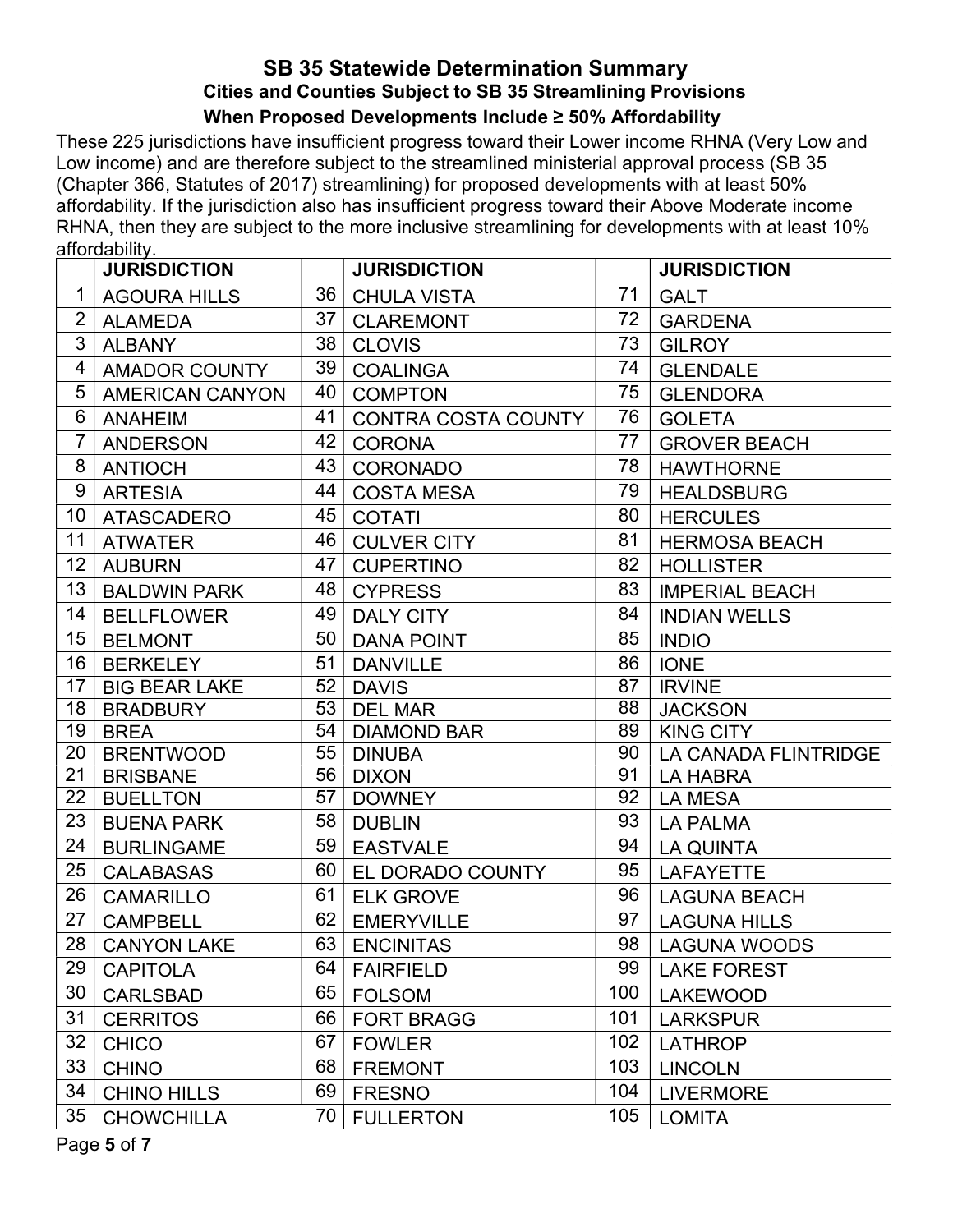## SB 35 Statewide Determination Summary

### Cities and Counties Subject to SB 35 Streamlining Provisions

### When Proposed Developments Include ≥ 50% Affordability

These 225 jurisdictions have insufficient progress toward their Lower income RHNA (Very Low and Low income) and are therefore subject to the streamlined ministerial approval process (SB 35 (Chapter 366, Statutes of 2017) streamlining) for proposed developments with at least 50% affordability. If the jurisdiction also has insufficient progress toward their Above Moderate income RHNA, then they are subject to the more inclusive streamlining for developments with at least 10% affordability.

| | JURISDICTION | | JURISDICTION | | JURISDICTION |
|---|---|---|---|---|---|
| 1 | AGOURA HILLS | 36 | CHULA VISTA | 71 | GALT |
| 2 | ALAMEDA | 37 | CLAREMONT | 72 | GARDENA |
| 3 | ALBANY | 38 | CLOVIS | 73 | GILROY |
| 4 | AMADOR COUNTY | 39 | COALINGA | 74 | GLENDALE |
| 5 | AMERICAN CANYON | 40 | COMPTON | 75 | GLENDORA |
| 6 | ANAHEIM | 41 | CONTRA COSTA COUNTY | 76 | GOLETA |
| 7 | ANDERSON | 42 | CORONA | 77 | GROVER BEACH |
| 8 | ANTIOCH | 43 | CORONADO | 78 | HAWTHORNE |
| 9 | ARTESIA | 44 | COSTA MESA | 79 | HEALDSBURG |
| 10 | ATASCADERO | 45 | COTATI | 80 | HERCULES |
| 11 | ATWATER | 46 | CULVER CITY | 81 | HERMOSA BEACH |
| 12 | AUBURN | 47 | CUPERTINO | 82 | HOLLISTER |
| 13 | BALDWIN PARK | 48 | CYPRESS | 83 | IMPERIAL BEACH |
| 14 | BELLFLOWER | 49 | DALY CITY | 84 | INDIAN WELLS |
| 15 | BELMONT | 50 | DANA POINT | 85 | INDIO |
| 16 | BERKELEY | 51 | DANVILLE | 86 | IONE |
| 17 | BIG BEAR LAKE | 52 | DAVIS | 87 | IRVINE |
| 18 | BRADBURY | 53 | DEL MAR | 88 | JACKSON |
| 19 | BREA | 54 | DIAMOND BAR | 89 | KING CITY |
| 20 | BRENTWOOD | 55 | DINUBA | 90 | LA CANADA FLINTRIDGE |
| 21 | BRISBANE | 56 | DIXON | 91 | LA HABRA |
| 22 | BUELLTON | 57 | DOWNEY | 92 | LA MESA |
| 23 | BUENA PARK | 58 | DUBLIN | 93 | LA PALMA |
| 24 | BURLINGAME | 59 | EASTVALE | 94 | LA QUINTA |
| 25 | CALABASAS | 60 | EL DORADO COUNTY | 95 | LAFAYETTE |
| 26 | CAMARILLO | 61 | ELK GROVE | 96 | LAGUNA BEACH |
| 27 | CAMPBELL | 62 | EMERYVILLE | 97 | LAGUNA HILLS |
| 28 | CANYON LAKE | 63 | ENCINITAS | 98 | LAGUNA WOODS |
| 29 | CAPITOLA | 64 | FAIRFIELD | 99 | LAKE FOREST |
| 30 | CARLSBAD | 65 | FOLSOM | 100 | LAKEWOOD |
| 31 | CERRITOS | 66 | FORT BRAGG | 101 | LARKSPUR |
| 32 | CHICO | 67 | FOWLER | 102 | LATHROP |
| 33 | CHINO | 68 | FREMONT | 103 | LINCOLN |
| 34 | CHINO HILLS | 69 | FRESNO | 104 | LIVERMORE |
| 35 | CHOWCHILLA | 70 | FULLERTON | 105 | LOMITA |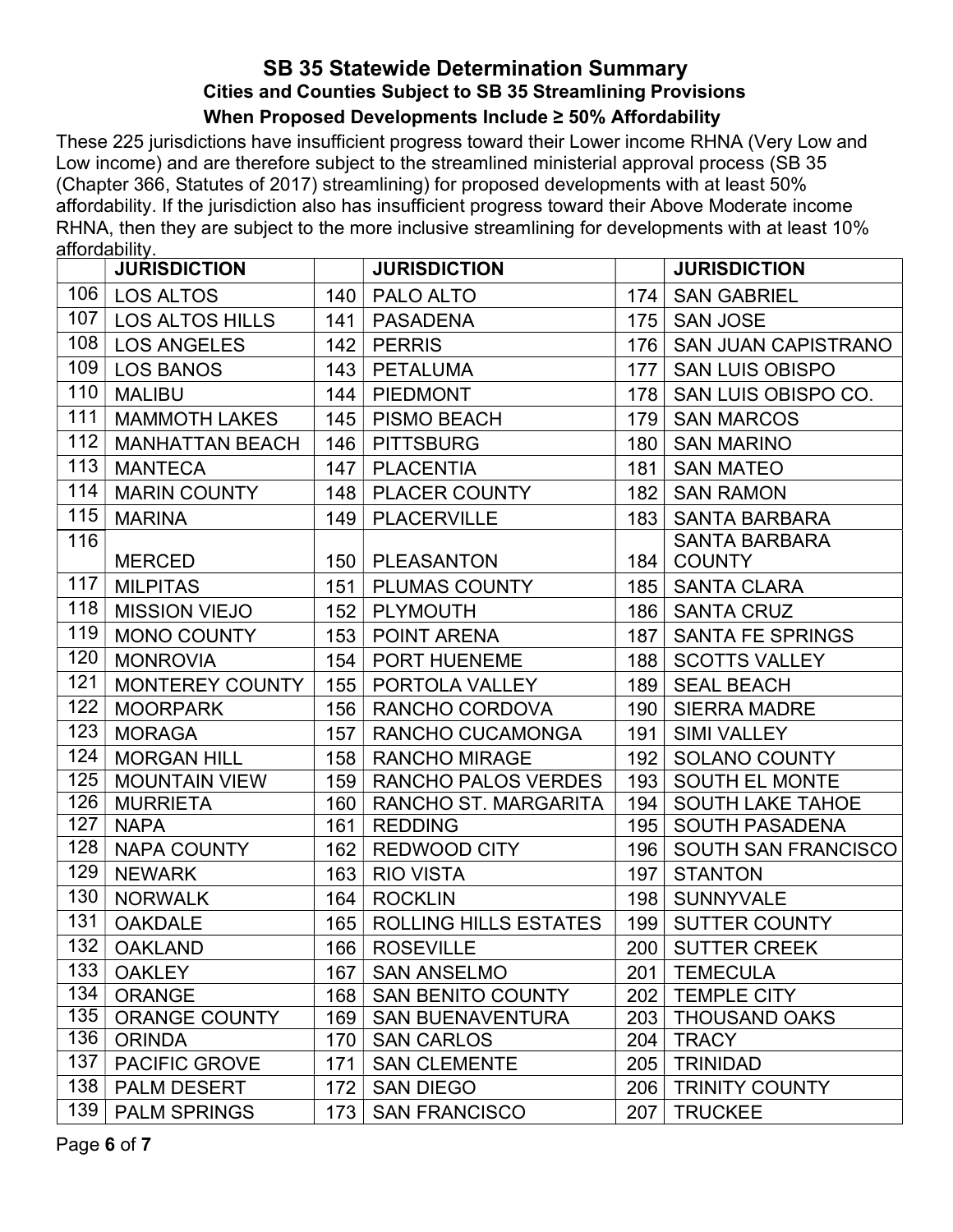# SB 35 Statewide Determination Summary

## Cities and Counties Subject to SB 35 Streamlining Provisions

## When Proposed Developments Include ≥ 50% Affordability

These 225 jurisdictions have insufficient progress toward their Lower income RHNA (Very Low and Low income) and are therefore subject to the streamlined ministerial approval process (SB 35 (Chapter 366, Statutes of 2017) streamlining) for proposed developments with at least 50% affordability. If the jurisdiction also has insufficient progress toward their Above Moderate income RHNA, then they are subject to the more inclusive streamlining for developments with at least 10% affordability.

| | JURISDICTION | | JURISDICTION | | JURISDICTION |
|---|---|---|---|---|---|
| 106 | LOS ALTOS | 140 | PALO ALTO | 174 | SAN GABRIEL |
| 107 | LOS ALTOS HILLS | 141 | PASADENA | 175 | SAN JOSE |
| 108 | LOS ANGELES | 142 | PERRIS | 176 | SAN JUAN CAPISTRANO |
| 109 | LOS BANOS | 143 | PETALUMA | 177 | SAN LUIS OBISPO |
| 110 | MALIBU | 144 | PIEDMONT | 178 | SAN LUIS OBISPO CO. |
| 111 | MAMMOTH LAKES | 145 | PISMO BEACH | 179 | SAN MARCOS |
| 112 | MANHATTAN BEACH | 146 | PITTSBURG | 180 | SAN MARINO |
| 113 | MANTECA | 147 | PLACENTIA | 181 | SAN MATEO |
| 114 | MARIN COUNTY | 148 | PLACER COUNTY | 182 | SAN RAMON |
| 115 | MARINA | 149 | PLACERVILLE | 183 | SANTA BARBARA |
| 116 | MERCED | 150 | PLEASANTON | 184 | SANTA BARBARA COUNTY |
| 117 | MILPITAS | 151 | PLUMAS COUNTY | 185 | SANTA CLARA |
| 118 | MISSION VIEJO | 152 | PLYMOUTH | 186 | SANTA CRUZ |
| 119 | MONO COUNTY | 153 | POINT ARENA | 187 | SANTA FE SPRINGS |
| 120 | MONROVIA | 154 | PORT HUENEME | 188 | SCOTTS VALLEY |
| 121 | MONTEREY COUNTY | 155 | PORTOLA VALLEY | 189 | SEAL BEACH |
| 122 | MOORPARK | 156 | RANCHO CORDOVA | 190 | SIERRA MADRE |
| 123 | MORAGA | 157 | RANCHO CUCAMONGA | 191 | SIMI VALLEY |
| 124 | MORGAN HILL | 158 | RANCHO MIRAGE | 192 | SOLANO COUNTY |
| 125 | MOUNTAIN VIEW | 159 | RANCHO PALOS VERDES | 193 | SOUTH EL MONTE |
| 126 | MURRIETA | 160 | RANCHO ST. MARGARITA | 194 | SOUTH LAKE TAHOE |
| 127 | NAPA | 161 | REDDING | 195 | SOUTH PASADENA |
| 128 | NAPA COUNTY | 162 | REDWOOD CITY | 196 | SOUTH SAN FRANCISCO |
| 129 | NEWARK | 163 | RIO VISTA | 197 | STANTON |
| 130 | NORWALK | 164 | ROCKLIN | 198 | SUNNYVALE |
| 131 | OAKDALE | 165 | ROLLING HILLS ESTATES | 199 | SUTTER COUNTY |
| 132 | OAKLAND | 166 | ROSEVILLE | 200 | SUTTER CREEK |
| 133 | OAKLEY | 167 | SAN ANSELMO | 201 | TEMECULA |
| 134 | ORANGE | 168 | SAN BENITO COUNTY | 202 | TEMPLE CITY |
| 135 | ORANGE COUNTY | 169 | SAN BUENAVENTURA | 203 | THOUSAND OAKS |
| 136 | ORINDA | 170 | SAN CARLOS | 204 | TRACY |
| 137 | PACIFIC GROVE | 171 | SAN CLEMENTE | 205 | TRINIDAD |
| 138 | PALM DESERT | 172 | SAN DIEGO | 206 | TRINITY COUNTY |
| 139 | PALM SPRINGS | 173 | SAN FRANCISCO | 207 | TRUCKEE |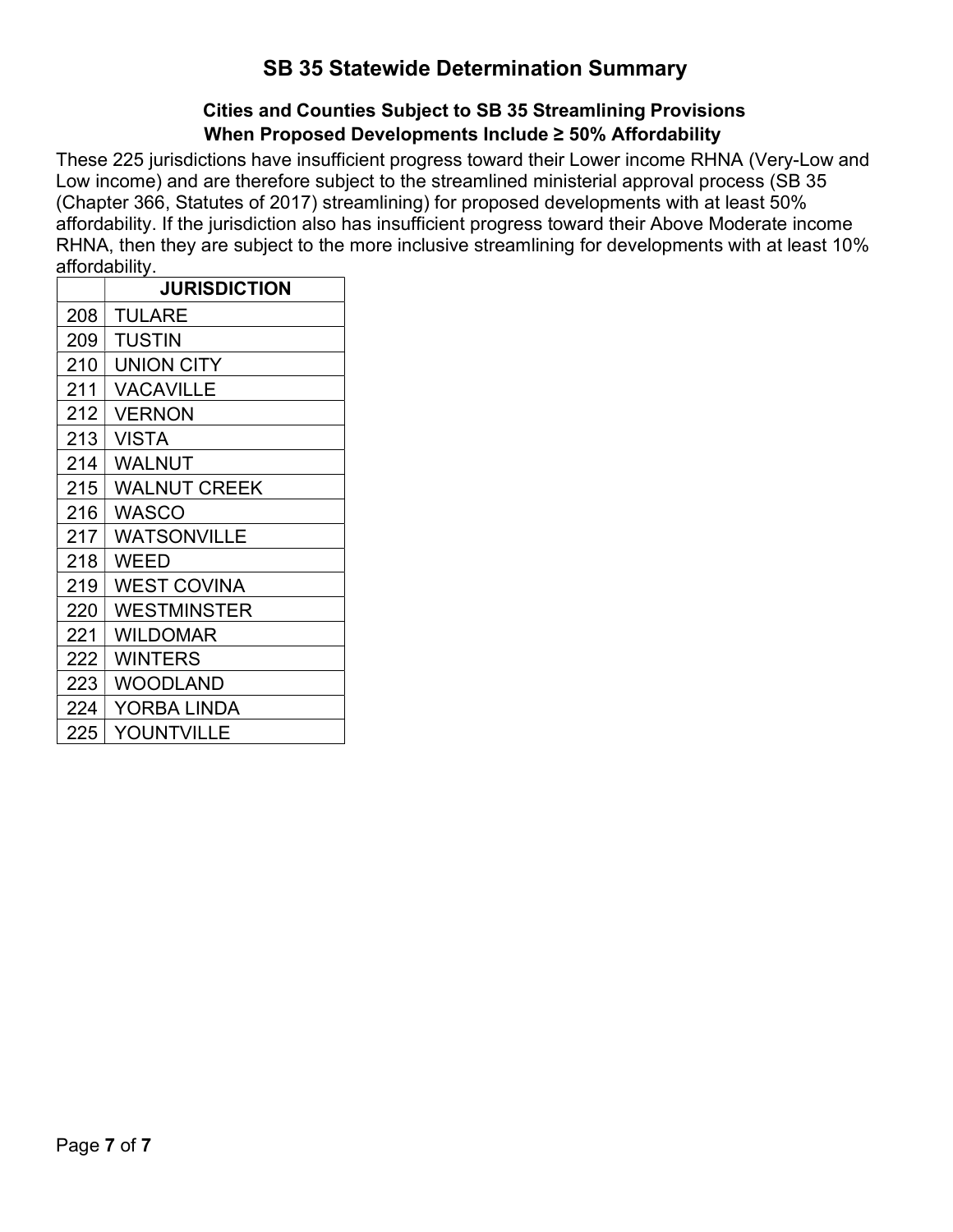# SB 35 Statewide Determination Summary

### Cities and Counties Subject to SB 35 Streamlining Provisions
### When Proposed Developments Include ≥ 50% Affordability

These 225 jurisdictions have insufficient progress toward their Lower income RHNA (Very-Low and Low income) and are therefore subject to the streamlined ministerial approval process (SB 35 (Chapter 366, Statutes of 2017) streamlining) for proposed developments with at least 50% affordability. If the jurisdiction also has insufficient progress toward their Above Moderate income RHNA, then they are subject to the more inclusive streamlining for developments with at least 10% affordability.

| | JURISDICTION |
|---|---|
| 208 | TULARE |
| 209 | TUSTIN |
| 210 | UNION CITY |
| 211 | VACAVILLE |
| 212 | VERNON |
| 213 | VISTA |
| 214 | WALNUT |
| 215 | WALNUT CREEK |
| 216 | WASCO |
| 217 | WATSONVILLE |
| 218 | WEED |
| 219 | WEST COVINA |
| 220 | WESTMINSTER |
| 221 | WILDOMAR |
| 222 | WINTERS |
| 223 | WOODLAND |
| 224 | YORBA LINDA |
| 225 | YOUNTVILLE |